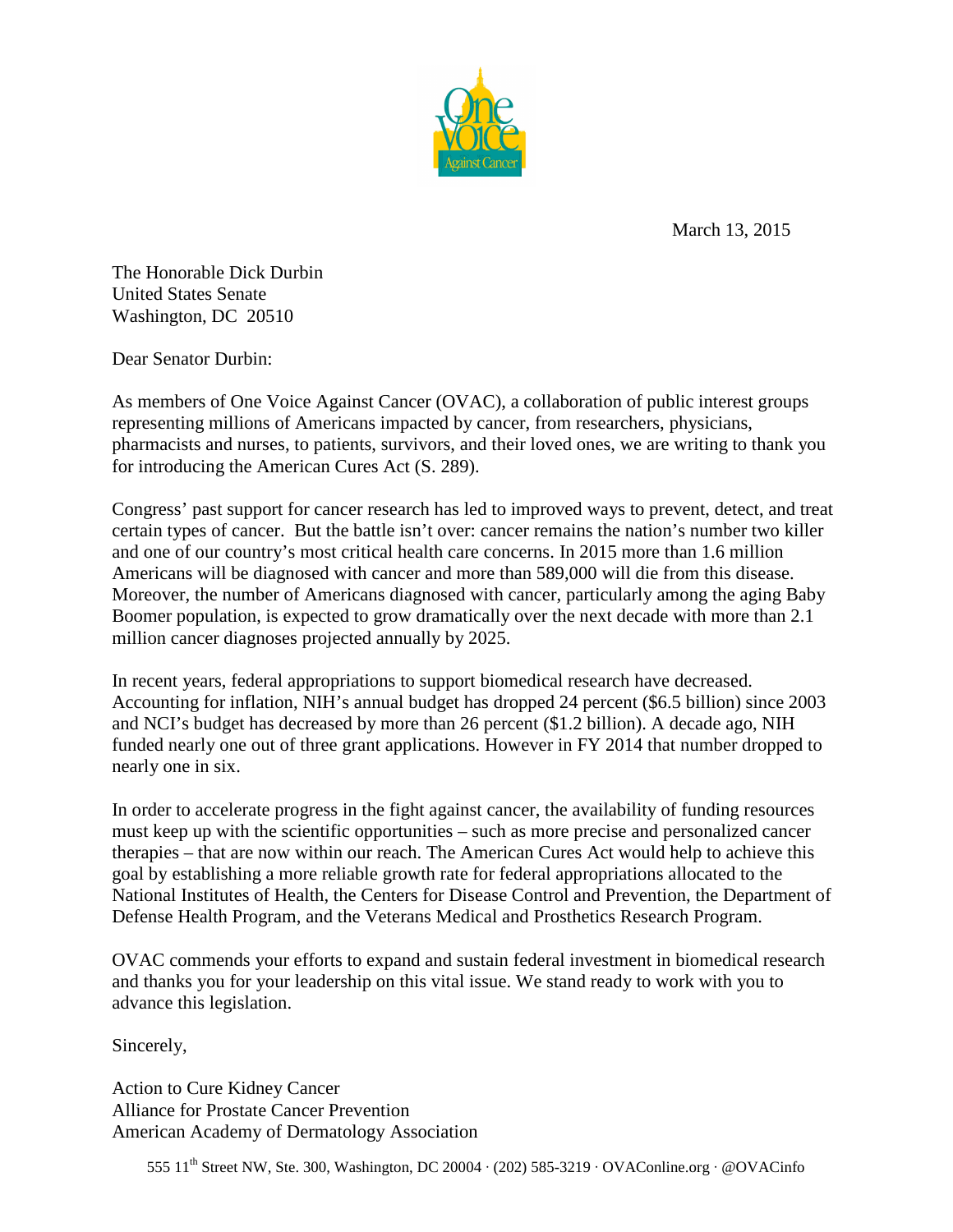March 13, 2015

The Honorable Dick Durbin
United States Senate
Washington, DC 20510

Dear Senator Durbin:

As members of One Voice Against Cancer (OVAC), a collaboration of public interest groups representing millions of Americans impacted by cancer, from researchers, physicians, pharmacists and nurses, to patients, survivors, and their loved ones, we are writing to thank you for introducing the American Cures Act (S. 289).

Congress' past support for cancer research has led to improved ways to prevent, detect, and treat certain types of cancer. But the battle isn't over: cancer remains the nation's number two killer and one of our country's most critical health care concerns. In 2015 more than 1.6 million Americans will be diagnosed with cancer and more than 589,000 will die from this disease. Moreover, the number of Americans diagnosed with cancer, particularly among the aging Baby Boomer population, is expected to grow dramatically over the next decade with more than 2.1 million cancer diagnoses projected annually by 2025.

In recent years, federal appropriations to support biomedical research have decreased. Accounting for inflation, NIH's annual budget has dropped 24 percent ($6.5 billion) since 2003 and NCI's budget has decreased by more than 26 percent ($1.2 billion). A decade ago, NIH funded nearly one out of three grant applications. However in FY 2014 that number dropped to nearly one in six.

In order to accelerate progress in the fight against cancer, the availability of funding resources must keep up with the scientific opportunities – such as more precise and personalized cancer therapies – that are now within our reach. The American Cures Act would help to achieve this goal by establishing a more reliable growth rate for federal appropriations allocated to the National Institutes of Health, the Centers for Disease Control and Prevention, the Department of Defense Health Program, and the Veterans Medical and Prosthetics Research Program.

OVAC commends your efforts to expand and sustain federal investment in biomedical research and thanks you for your leadership on this vital issue. We stand ready to work with you to advance this legislation.

Sincerely,

Action to Cure Kidney Cancer
Alliance for Prostate Cancer Prevention
American Academy of Dermatology Association

555 11th Street NW, Ste. 300, Washington, DC 20004 · (202) 585-3219 · OVAConline.org · @OVACinfo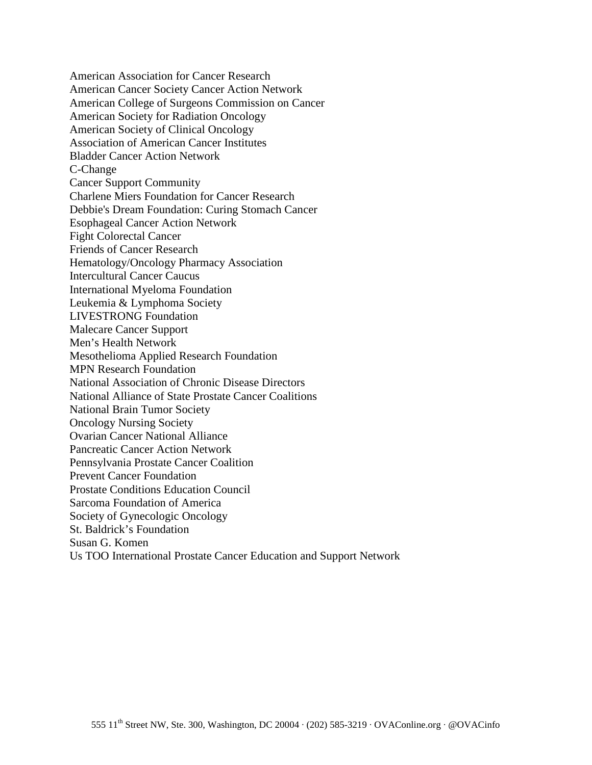American Association for Cancer Research
American Cancer Society Cancer Action Network
American College of Surgeons Commission on Cancer
American Society for Radiation Oncology
American Society of Clinical Oncology
Association of American Cancer Institutes
Bladder Cancer Action Network
C-Change
Cancer Support Community
Charlene Miers Foundation for Cancer Research
Debbie's Dream Foundation: Curing Stomach Cancer
Esophageal Cancer Action Network
Fight Colorectal Cancer
Friends of Cancer Research
Hematology/Oncology Pharmacy Association
Intercultural Cancer Caucus
International Myeloma Foundation
Leukemia & Lymphoma Society
LIVESTRONG Foundation
Malecare Cancer Support
Men's Health Network
Mesothelioma Applied Research Foundation
MPN Research Foundation
National Association of Chronic Disease Directors
National Alliance of State Prostate Cancer Coalitions
National Brain Tumor Society
Oncology Nursing Society
Ovarian Cancer National Alliance
Pancreatic Cancer Action Network
Pennsylvania Prostate Cancer Coalition
Prevent Cancer Foundation
Prostate Conditions Education Council
Sarcoma Foundation of America
Society of Gynecologic Oncology
St. Baldrick's Foundation
Susan G. Komen
Us TOO International Prostate Cancer Education and Support Network